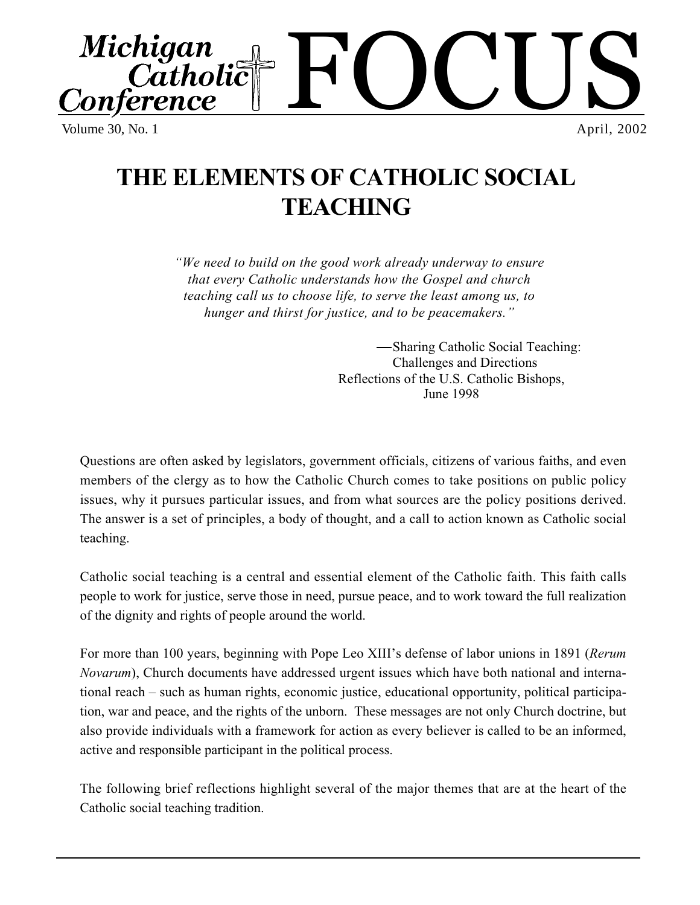# Michigan Catholic Conference FOCUS

Volume 30, No. 1 April, 2002

# THE ELEMENTS OF CATHOLIC SOCIAL TEACHING

*"We need to build on the good work already underway to ensure that every Catholic understands how the Gospel and church teaching call us to choose life, to serve the least among us, to hunger and thirst for justice, and to be peacemakers."*

—Sharing Catholic Social Teaching: Challenges and Directions
Reflections of the U.S. Catholic Bishops,
June 1998

Questions are often asked by legislators, government officials, citizens of various faiths, and even members of the clergy as to how the Catholic Church comes to take positions on public policy issues, why it pursues particular issues, and from what sources are the policy positions derived. The answer is a set of principles, a body of thought, and a call to action known as Catholic social teaching.

Catholic social teaching is a central and essential element of the Catholic faith. This faith calls people to work for justice, serve those in need, pursue peace, and to work toward the full realization of the dignity and rights of people around the world.

For more than 100 years, beginning with Pope Leo XIII's defense of labor unions in 1891 (*Rerum Novarum*), Church documents have addressed urgent issues which have both national and international reach – such as human rights, economic justice, educational opportunity, political participation, war and peace, and the rights of the unborn. These messages are not only Church doctrine, but also provide individuals with a framework for action as every believer is called to be an informed, active and responsible participant in the political process.

The following brief reflections highlight several of the major themes that are at the heart of the Catholic social teaching tradition.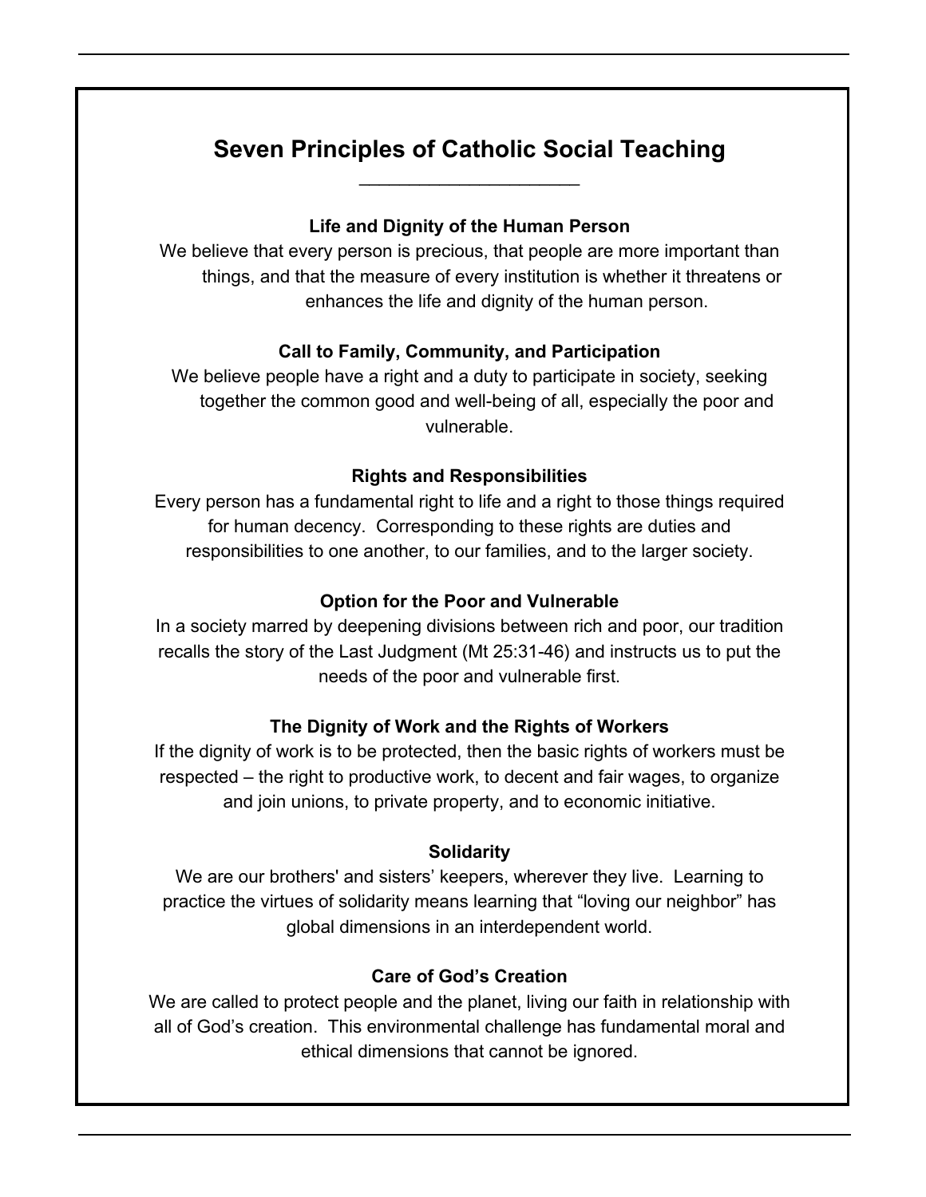# Seven Principles of Catholic Social Teaching

### Life and Dignity of the Human Person

We believe that every person is precious, that people are more important than things, and that the measure of every institution is whether it threatens or enhances the life and dignity of the human person.

### Call to Family, Community, and Participation

We believe people have a right and a duty to participate in society, seeking together the common good and well-being of all, especially the poor and vulnerable.

### Rights and Responsibilities

Every person has a fundamental right to life and a right to those things required for human decency. Corresponding to these rights are duties and responsibilities to one another, to our families, and to the larger society.

### Option for the Poor and Vulnerable

In a society marred by deepening divisions between rich and poor, our tradition recalls the story of the Last Judgment (Mt 25:31-46) and instructs us to put the needs of the poor and vulnerable first.

### The Dignity of Work and the Rights of Workers

If the dignity of work is to be protected, then the basic rights of workers must be respected – the right to productive work, to decent and fair wages, to organize and join unions, to private property, and to economic initiative.

### Solidarity

We are our brothers' and sisters' keepers, wherever they live. Learning to practice the virtues of solidarity means learning that "loving our neighbor" has global dimensions in an interdependent world.

### Care of God's Creation

We are called to protect people and the planet, living our faith in relationship with all of God's creation. This environmental challenge has fundamental moral and ethical dimensions that cannot be ignored.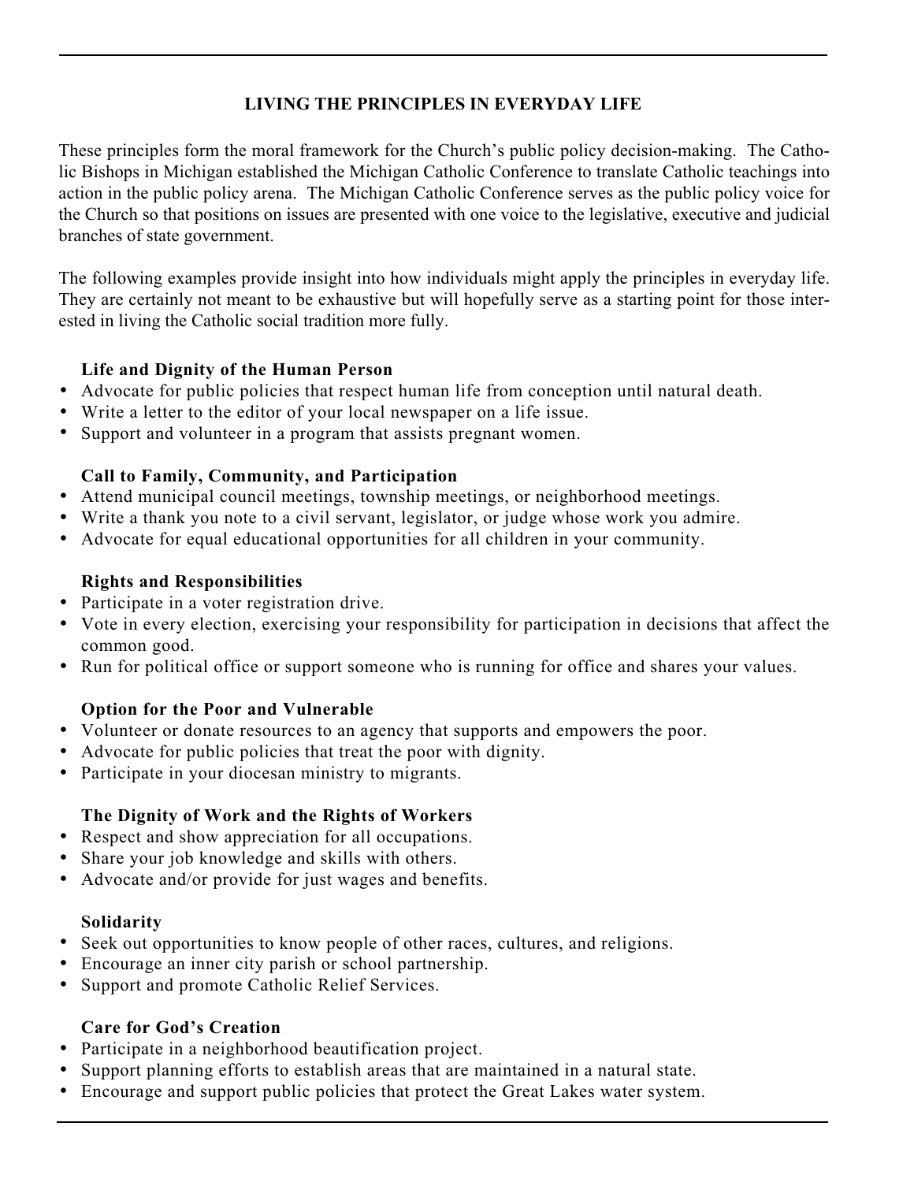## LIVING THE PRINCIPLES IN EVERYDAY LIFE

These principles form the moral framework for the Church's public policy decision-making. The Catholic Bishops in Michigan established the Michigan Catholic Conference to translate Catholic teachings into action in the public policy arena. The Michigan Catholic Conference serves as the public policy voice for the Church so that positions on issues are presented with one voice to the legislative, executive and judicial branches of state government.

The following examples provide insight into how individuals might apply the principles in everyday life. They are certainly not meant to be exhaustive but will hopefully serve as a starting point for those interested in living the Catholic social tradition more fully.

**Life and Dignity of the Human Person**

- Advocate for public policies that respect human life from conception until natural death.
- Write a letter to the editor of your local newspaper on a life issue.
- Support and volunteer in a program that assists pregnant women.

**Call to Family, Community, and Participation**

- Attend municipal council meetings, township meetings, or neighborhood meetings.
- Write a thank you note to a civil servant, legislator, or judge whose work you admire.
- Advocate for equal educational opportunities for all children in your community.

**Rights and Responsibilities**

- Participate in a voter registration drive.
- Vote in every election, exercising your responsibility for participation in decisions that affect the common good.
- Run for political office or support someone who is running for office and shares your values.

**Option for the Poor and Vulnerable**

- Volunteer or donate resources to an agency that supports and empowers the poor.
- Advocate for public policies that treat the poor with dignity.
- Participate in your diocesan ministry to migrants.

**The Dignity of Work and the Rights of Workers**

- Respect and show appreciation for all occupations.
- Share your job knowledge and skills with others.
- Advocate and/or provide for just wages and benefits.

**Solidarity**

- Seek out opportunities to know people of other races, cultures, and religions.
- Encourage an inner city parish or school partnership.
- Support and promote Catholic Relief Services.

**Care for God's Creation**

- Participate in a neighborhood beautification project.
- Support planning efforts to establish areas that are maintained in a natural state.
- Encourage and support public policies that protect the Great Lakes water system.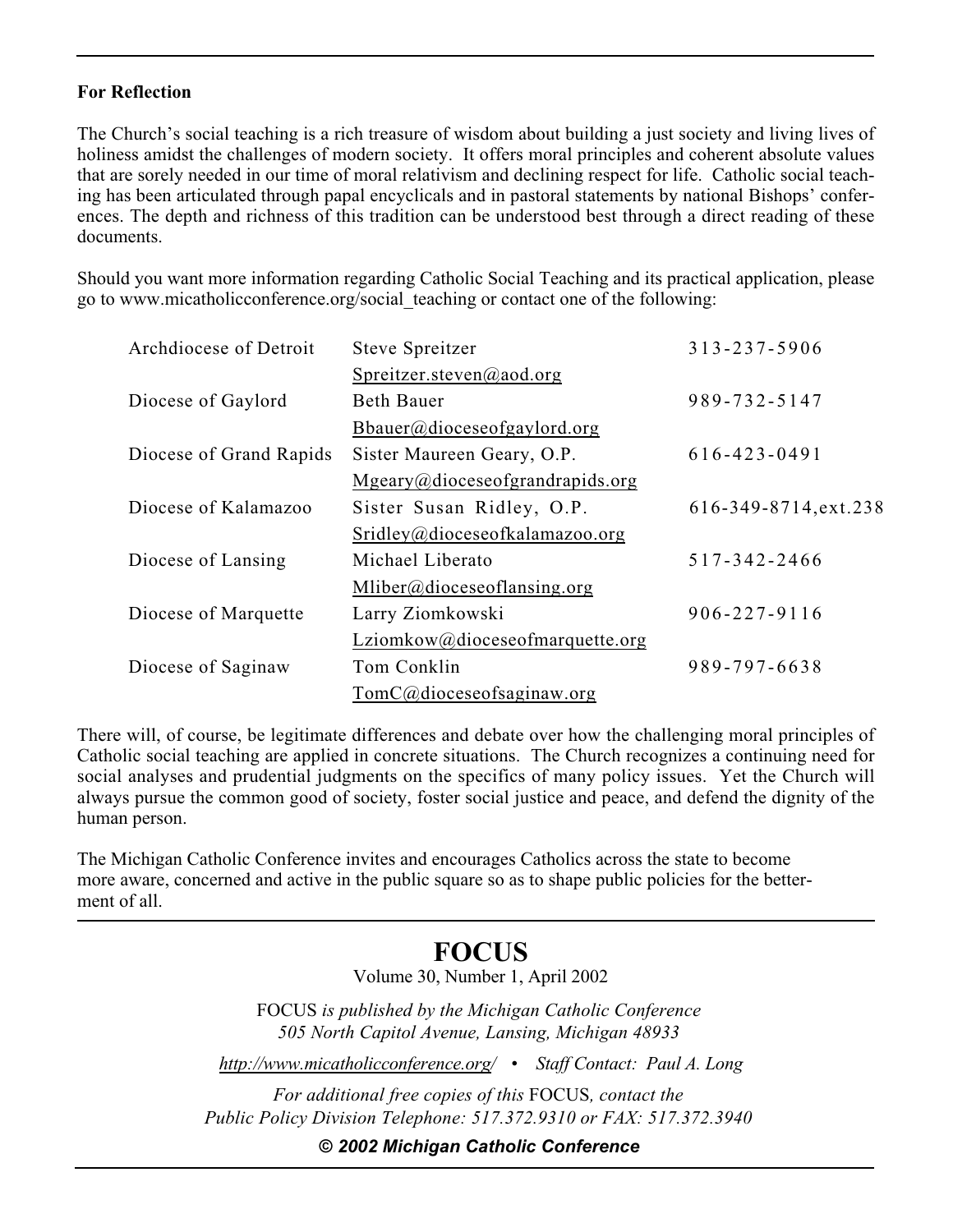**For Reflection**

The Church's social teaching is a rich treasure of wisdom about building a just society and living lives of holiness amidst the challenges of modern society. It offers moral principles and coherent absolute values that are sorely needed in our time of moral relativism and declining respect for life. Catholic social teaching has been articulated through papal encyclicals and in pastoral statements by national Bishops' conferences. The depth and richness of this tradition can be understood best through a direct reading of these documents.

Should you want more information regarding Catholic Social Teaching and its practical application, please go to www.micatholicconference.org/social_teaching or contact one of the following:

| | | |
|---|---|---|
| Archdiocese of Detroit | Steve Spreitzer<br>Spreitzer.steven@aod.org | 313-237-5906 |
| Diocese of Gaylord | Beth Bauer<br>Bbauer@dioceseofgaylord.org | 989-732-5147 |
| Diocese of Grand Rapids | Sister Maureen Geary, O.P.<br>Mgeary@dioceseofgrandrapids.org | 616-423-0491 |
| Diocese of Kalamazoo | Sister Susan Ridley, O.P.<br>Sridley@dioceseofkalamazoo.org | 616-349-8714,ext.238 |
| Diocese of Lansing | Michael Liberato<br>Mliber@dioceseoflansing.org | 517-342-2466 |
| Diocese of Marquette | Larry Ziomkowski<br>Lziomkow@dioceseofmarquette.org | 906-227-9116 |
| Diocese of Saginaw | Tom Conklin<br>TomC@dioceseofsaginaw.org | 989-797-6638 |

There will, of course, be legitimate differences and debate over how the challenging moral principles of Catholic social teaching are applied in concrete situations. The Church recognizes a continuing need for social analyses and prudential judgments on the specifics of many policy issues. Yet the Church will always pursue the common good of society, foster social justice and peace, and defend the dignity of the human person.

The Michigan Catholic Conference invites and encourages Catholics across the state to become more aware, concerned and active in the public square so as to shape public policies for the betterment of all.

# FOCUS

Volume 30, Number 1, April 2002

FOCUS *is published by the Michigan Catholic Conference*
*505 North Capitol Avenue, Lansing, Michigan 48933*

*http://www.micatholicconference.org/* • *Staff Contact: Paul A. Long*

*For additional free copies of this* FOCUS*, contact the Public Policy Division Telephone: 517.372.9310 or FAX: 517.372.3940*

***© 2002 Michigan Catholic Conference***